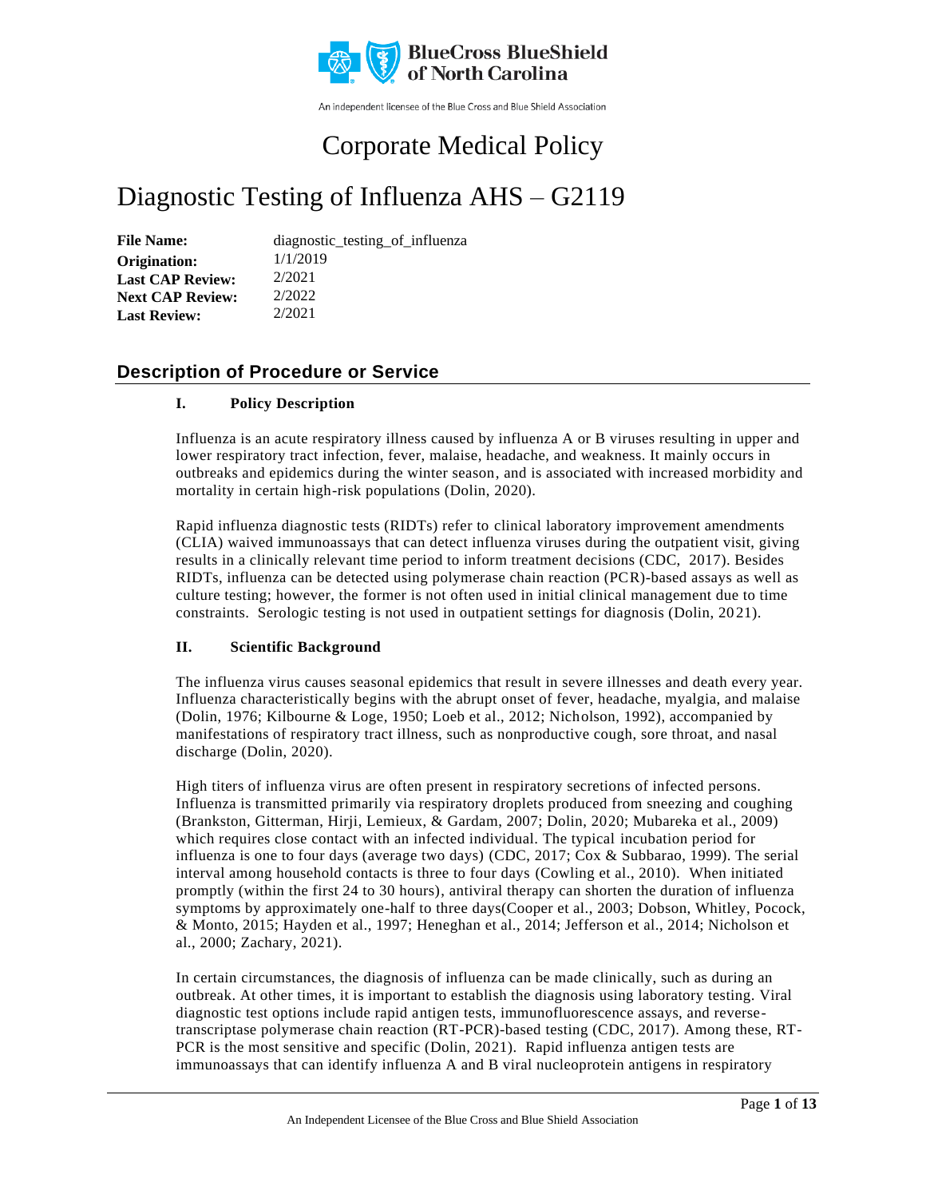BlueCross BlueShield of North Carolina

An independent licensee of the Blue Cross and Blue Shield Association

# Corporate Medical Policy

# Diagnostic Testing of Influenza AHS – G2119

| | |
|---|---|
| **File Name:** | diagnostic_testing_of_influenza |
| **Origination:** | 1/1/2019 |
| **Last CAP Review:** | 2/2021 |
| **Next CAP Review:** | 2/2022 |
| **Last Review:** | 2/2021 |

## Description of Procedure or Service

### I. Policy Description

Influenza is an acute respiratory illness caused by influenza A or B viruses resulting in upper and lower respiratory tract infection, fever, malaise, headache, and weakness. It mainly occurs in outbreaks and epidemics during the winter season, and is associated with increased morbidity and mortality in certain high-risk populations (Dolin, 2020).

Rapid influenza diagnostic tests (RIDTs) refer to clinical laboratory improvement amendments (CLIA) waived immunoassays that can detect influenza viruses during the outpatient visit, giving results in a clinically relevant time period to inform treatment decisions (CDC, 2017). Besides RIDTs, influenza can be detected using polymerase chain reaction (PCR)-based assays as well as culture testing; however, the former is not often used in initial clinical management due to time constraints. Serologic testing is not used in outpatient settings for diagnosis (Dolin, 2021).

### II. Scientific Background

The influenza virus causes seasonal epidemics that result in severe illnesses and death every year. Influenza characteristically begins with the abrupt onset of fever, headache, myalgia, and malaise (Dolin, 1976; Kilbourne & Loge, 1950; Loeb et al., 2012; Nicholson, 1992), accompanied by manifestations of respiratory tract illness, such as nonproductive cough, sore throat, and nasal discharge (Dolin, 2020).

High titers of influenza virus are often present in respiratory secretions of infected persons. Influenza is transmitted primarily via respiratory droplets produced from sneezing and coughing (Brankston, Gitterman, Hirji, Lemieux, & Gardam, 2007; Dolin, 2020; Mubareka et al., 2009) which requires close contact with an infected individual. The typical incubation period for influenza is one to four days (average two days) (CDC, 2017; Cox & Subbarao, 1999). The serial interval among household contacts is three to four days (Cowling et al., 2010). When initiated promptly (within the first 24 to 30 hours), antiviral therapy can shorten the duration of influenza symptoms by approximately one-half to three days(Cooper et al., 2003; Dobson, Whitley, Pocock, & Monto, 2015; Hayden et al., 1997; Heneghan et al., 2014; Jefferson et al., 2014; Nicholson et al., 2000; Zachary, 2021).

In certain circumstances, the diagnosis of influenza can be made clinically, such as during an outbreak. At other times, it is important to establish the diagnosis using laboratory testing. Viral diagnostic test options include rapid antigen tests, immunofluorescence assays, and reverse-transcriptase polymerase chain reaction (RT-PCR)-based testing (CDC, 2017). Among these, RT-PCR is the most sensitive and specific (Dolin, 2021). Rapid influenza antigen tests are immunoassays that can identify influenza A and B viral nucleoprotein antigens in respiratory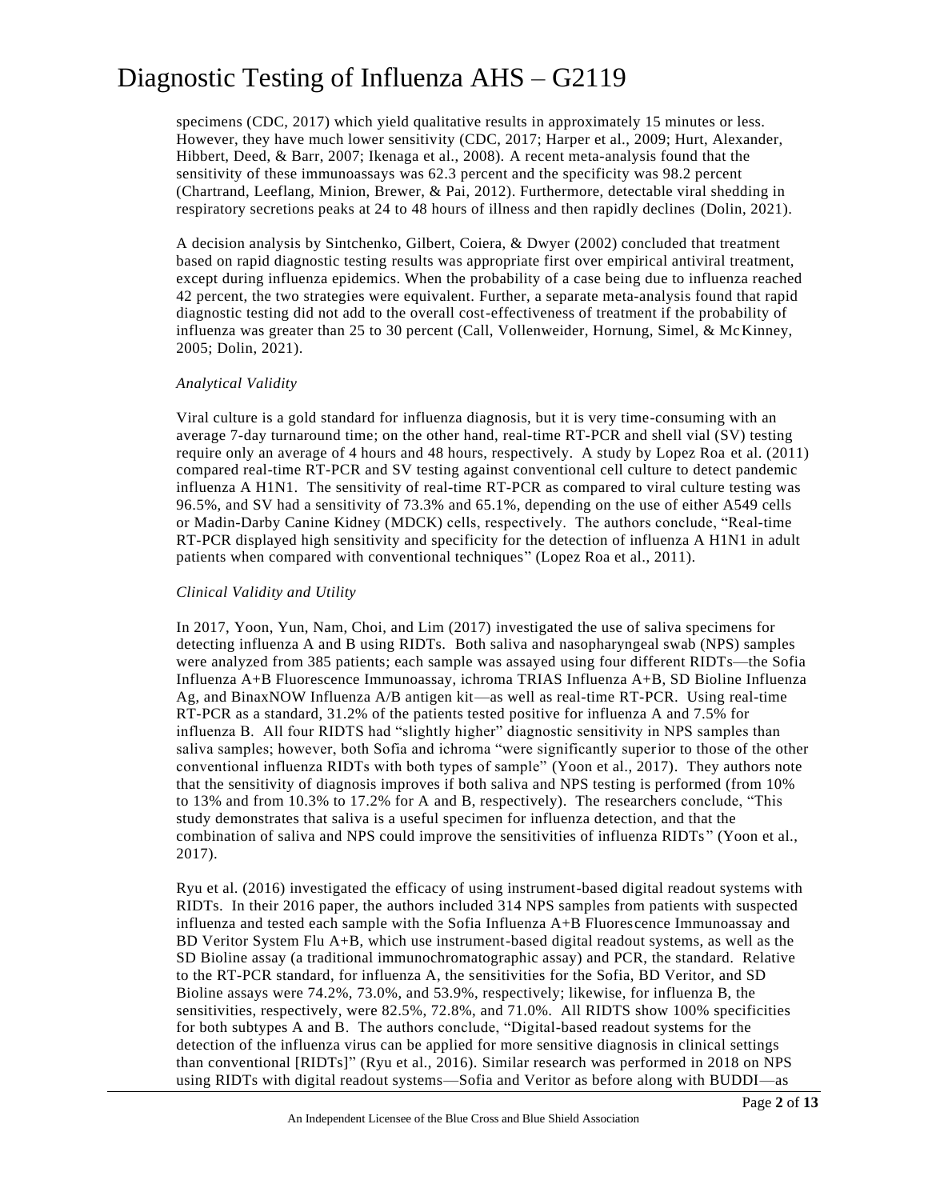specimens (CDC, 2017) which yield qualitative results in approximately 15 minutes or less. However, they have much lower sensitivity (CDC, 2017; Harper et al., 2009; Hurt, Alexander, Hibbert, Deed, & Barr, 2007; Ikenaga et al., 2008). A recent meta-analysis found that the sensitivity of these immunoassays was 62.3 percent and the specificity was 98.2 percent (Chartrand, Leeflang, Minion, Brewer, & Pai, 2012). Furthermore, detectable viral shedding in respiratory secretions peaks at 24 to 48 hours of illness and then rapidly declines (Dolin, 2021).

A decision analysis by Sintchenko, Gilbert, Coiera, & Dwyer (2002) concluded that treatment based on rapid diagnostic testing results was appropriate first over empirical antiviral treatment, except during influenza epidemics. When the probability of a case being due to influenza reached 42 percent, the two strategies were equivalent. Further, a separate meta-analysis found that rapid diagnostic testing did not add to the overall cost-effectiveness of treatment if the probability of influenza was greater than 25 to 30 percent (Call, Vollenweider, Hornung, Simel, & McKinney, 2005; Dolin, 2021).

*Analytical Validity*

Viral culture is a gold standard for influenza diagnosis, but it is very time-consuming with an average 7-day turnaround time; on the other hand, real-time RT-PCR and shell vial (SV) testing require only an average of 4 hours and 48 hours, respectively. A study by Lopez Roa et al. (2011) compared real-time RT-PCR and SV testing against conventional cell culture to detect pandemic influenza A H1N1. The sensitivity of real-time RT-PCR as compared to viral culture testing was 96.5%, and SV had a sensitivity of 73.3% and 65.1%, depending on the use of either A549 cells or Madin-Darby Canine Kidney (MDCK) cells, respectively. The authors conclude, "Real-time RT-PCR displayed high sensitivity and specificity for the detection of influenza A H1N1 in adult patients when compared with conventional techniques" (Lopez Roa et al., 2011).

*Clinical Validity and Utility*

In 2017, Yoon, Yun, Nam, Choi, and Lim (2017) investigated the use of saliva specimens for detecting influenza A and B using RIDTs. Both saliva and nasopharyngeal swab (NPS) samples were analyzed from 385 patients; each sample was assayed using four different RIDTs—the Sofia Influenza A+B Fluorescence Immunoassay, ichroma TRIAS Influenza A+B, SD Bioline Influenza Ag, and BinaxNOW Influenza A/B antigen kit—as well as real-time RT-PCR. Using real-time RT-PCR as a standard, 31.2% of the patients tested positive for influenza A and 7.5% for influenza B. All four RIDTS had "slightly higher" diagnostic sensitivity in NPS samples than saliva samples; however, both Sofia and ichroma "were significantly superior to those of the other conventional influenza RIDTs with both types of sample" (Yoon et al., 2017). They authors note that the sensitivity of diagnosis improves if both saliva and NPS testing is performed (from 10% to 13% and from 10.3% to 17.2% for A and B, respectively). The researchers conclude, "This study demonstrates that saliva is a useful specimen for influenza detection, and that the combination of saliva and NPS could improve the sensitivities of influenza RIDTs" (Yoon et al., 2017).

Ryu et al. (2016) investigated the efficacy of using instrument-based digital readout systems with RIDTs. In their 2016 paper, the authors included 314 NPS samples from patients with suspected influenza and tested each sample with the Sofia Influenza A+B Fluorescence Immunoassay and BD Veritor System Flu A+B, which use instrument-based digital readout systems, as well as the SD Bioline assay (a traditional immunochromatographic assay) and PCR, the standard. Relative to the RT-PCR standard, for influenza A, the sensitivities for the Sofia, BD Veritor, and SD Bioline assays were 74.2%, 73.0%, and 53.9%, respectively; likewise, for influenza B, the sensitivities, respectively, were 82.5%, 72.8%, and 71.0%. All RIDTS show 100% specificities for both subtypes A and B. The authors conclude, "Digital-based readout systems for the detection of the influenza virus can be applied for more sensitive diagnosis in clinical settings than conventional [RIDTs]" (Ryu et al., 2016). Similar research was performed in 2018 on NPS using RIDTs with digital readout systems—Sofia and Veritor as before along with BUDDI—as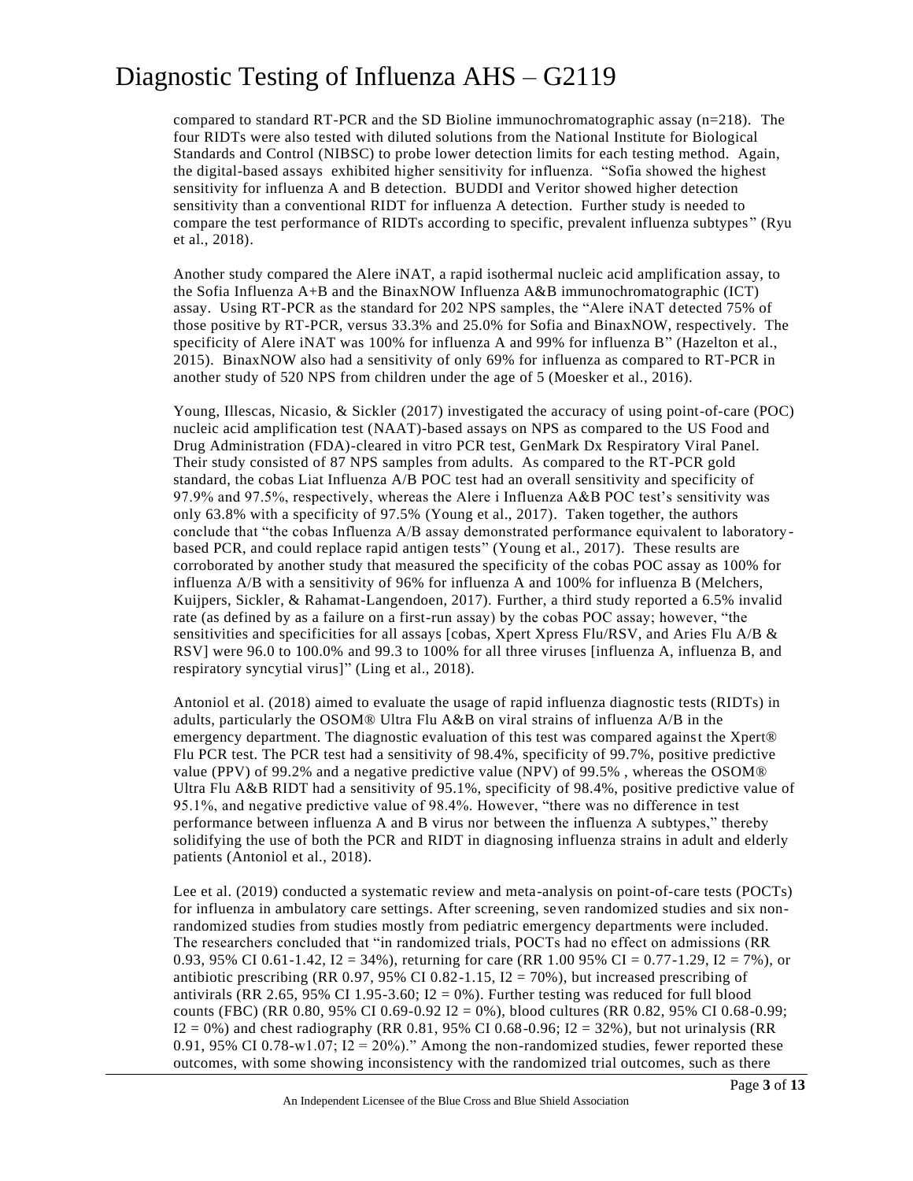compared to standard RT-PCR and the SD Bioline immunochromatographic assay (n=218). The four RIDTs were also tested with diluted solutions from the National Institute for Biological Standards and Control (NIBSC) to probe lower detection limits for each testing method. Again, the digital-based assays exhibited higher sensitivity for influenza. "Sofia showed the highest sensitivity for influenza A and B detection. BUDDI and Veritor showed higher detection sensitivity than a conventional RIDT for influenza A detection. Further study is needed to compare the test performance of RIDTs according to specific, prevalent influenza subtypes" (Ryu et al., 2018).

Another study compared the Alere iNAT, a rapid isothermal nucleic acid amplification assay, to the Sofia Influenza A+B and the BinaxNOW Influenza A&B immunochromatographic (ICT) assay. Using RT-PCR as the standard for 202 NPS samples, the "Alere iNAT detected 75% of those positive by RT-PCR, versus 33.3% and 25.0% for Sofia and BinaxNOW, respectively. The specificity of Alere iNAT was 100% for influenza A and 99% for influenza B" (Hazelton et al., 2015). BinaxNOW also had a sensitivity of only 69% for influenza as compared to RT-PCR in another study of 520 NPS from children under the age of 5 (Moesker et al., 2016).

Young, Illescas, Nicasio, & Sickler (2017) investigated the accuracy of using point-of-care (POC) nucleic acid amplification test (NAAT)-based assays on NPS as compared to the US Food and Drug Administration (FDA)-cleared in vitro PCR test, GenMark Dx Respiratory Viral Panel. Their study consisted of 87 NPS samples from adults. As compared to the RT-PCR gold standard, the cobas Liat Influenza A/B POC test had an overall sensitivity and specificity of 97.9% and 97.5%, respectively, whereas the Alere i Influenza A&B POC test's sensitivity was only 63.8% with a specificity of 97.5% (Young et al., 2017). Taken together, the authors conclude that "the cobas Influenza A/B assay demonstrated performance equivalent to laboratory-based PCR, and could replace rapid antigen tests" (Young et al., 2017). These results are corroborated by another study that measured the specificity of the cobas POC assay as 100% for influenza A/B with a sensitivity of 96% for influenza A and 100% for influenza B (Melchers, Kuijpers, Sickler, & Rahamat-Langendoen, 2017). Further, a third study reported a 6.5% invalid rate (as defined by as a failure on a first-run assay) by the cobas POC assay; however, "the sensitivities and specificities for all assays [cobas, Xpert Xpress Flu/RSV, and Aries Flu A/B & RSV] were 96.0 to 100.0% and 99.3 to 100% for all three viruses [influenza A, influenza B, and respiratory syncytial virus]" (Ling et al., 2018).

Antoniol et al. (2018) aimed to evaluate the usage of rapid influenza diagnostic tests (RIDTs) in adults, particularly the OSOM® Ultra Flu A&B on viral strains of influenza A/B in the emergency department. The diagnostic evaluation of this test was compared against the Xpert® Flu PCR test. The PCR test had a sensitivity of 98.4%, specificity of 99.7%, positive predictive value (PPV) of 99.2% and a negative predictive value (NPV) of 99.5% , whereas the OSOM® Ultra Flu A&B RIDT had a sensitivity of 95.1%, specificity of 98.4%, positive predictive value of 95.1%, and negative predictive value of 98.4%. However, "there was no difference in test performance between influenza A and B virus nor between the influenza A subtypes," thereby solidifying the use of both the PCR and RIDT in diagnosing influenza strains in adult and elderly patients (Antoniol et al., 2018).

Lee et al. (2019) conducted a systematic review and meta-analysis on point-of-care tests (POCTs) for influenza in ambulatory care settings. After screening, seven randomized studies and six non-randomized studies from studies mostly from pediatric emergency departments were included. The researchers concluded that "in randomized trials, POCTs had no effect on admissions (RR 0.93, 95% CI 0.61-1.42, I2 = 34%), returning for care (RR 1.00 95% CI = 0.77-1.29, I2 = 7%), or antibiotic prescribing (RR 0.97, 95% CI 0.82-1.15, I2 = 70%), but increased prescribing of antivirals (RR 2.65, 95% CI 1.95-3.60; I2 = 0%). Further testing was reduced for full blood counts (FBC) (RR 0.80, 95% CI 0.69-0.92 I2 = 0%), blood cultures (RR 0.82, 95% CI 0.68-0.99; I2 = 0%) and chest radiography (RR 0.81, 95% CI 0.68-0.96; I2 = 32%), but not urinalysis (RR 0.91, 95% CI 0.78-w1.07; I2 = 20%)." Among the non-randomized studies, fewer reported these outcomes, with some showing inconsistency with the randomized trial outcomes, such as there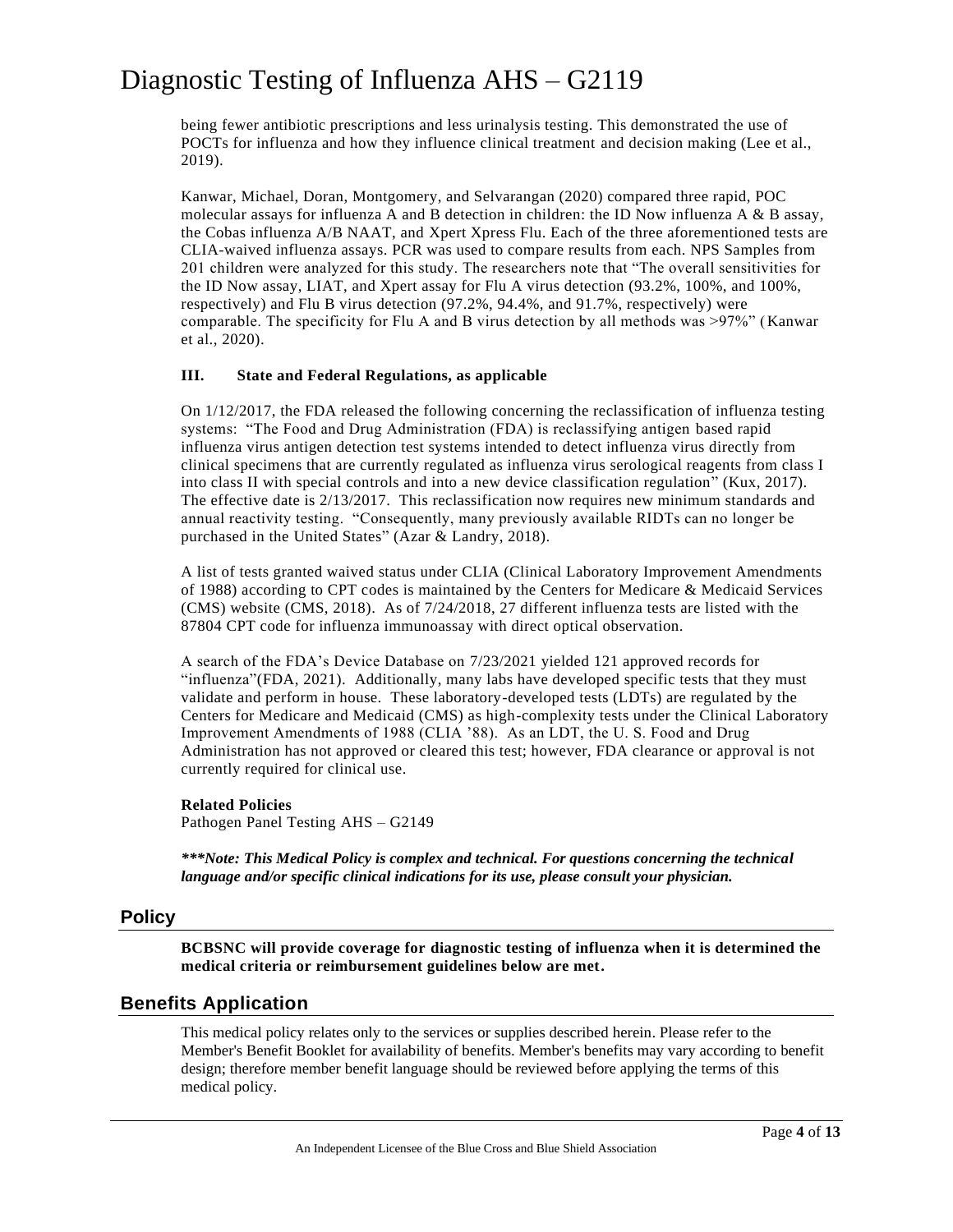being fewer antibiotic prescriptions and less urinalysis testing. This demonstrated the use of POCTs for influenza and how they influence clinical treatment and decision making (Lee et al., 2019).

Kanwar, Michael, Doran, Montgomery, and Selvarangan (2020) compared three rapid, POC molecular assays for influenza A and B detection in children: the ID Now influenza A & B assay, the Cobas influenza A/B NAAT, and Xpert Xpress Flu. Each of the three aforementioned tests are CLIA-waived influenza assays. PCR was used to compare results from each. NPS Samples from 201 children were analyzed for this study. The researchers note that "The overall sensitivities for the ID Now assay, LIAT, and Xpert assay for Flu A virus detection (93.2%, 100%, and 100%, respectively) and Flu B virus detection (97.2%, 94.4%, and 91.7%, respectively) were comparable. The specificity for Flu A and B virus detection by all methods was >97%" (Kanwar et al., 2020).

### III. State and Federal Regulations, as applicable

On 1/12/2017, the FDA released the following concerning the reclassification of influenza testing systems: "The Food and Drug Administration (FDA) is reclassifying antigen based rapid influenza virus antigen detection test systems intended to detect influenza virus directly from clinical specimens that are currently regulated as influenza virus serological reagents from class I into class II with special controls and into a new device classification regulation" (Kux, 2017). The effective date is 2/13/2017. This reclassification now requires new minimum standards and annual reactivity testing. "Consequently, many previously available RIDTs can no longer be purchased in the United States" (Azar & Landry, 2018).

A list of tests granted waived status under CLIA (Clinical Laboratory Improvement Amendments of 1988) according to CPT codes is maintained by the Centers for Medicare & Medicaid Services (CMS) website (CMS, 2018). As of 7/24/2018, 27 different influenza tests are listed with the 87804 CPT code for influenza immunoassay with direct optical observation.

A search of the FDA's Device Database on 7/23/2021 yielded 121 approved records for "influenza"(FDA, 2021). Additionally, many labs have developed specific tests that they must validate and perform in house. These laboratory-developed tests (LDTs) are regulated by the Centers for Medicare and Medicaid (CMS) as high-complexity tests under the Clinical Laboratory Improvement Amendments of 1988 (CLIA '88). As an LDT, the U. S. Food and Drug Administration has not approved or cleared this test; however, FDA clearance or approval is not currently required for clinical use.

**Related Policies**
Pathogen Panel Testing AHS – G2149

***\*\*\*Note: This Medical Policy is complex and technical. For questions concerning the technical language and/or specific clinical indications for its use, please consult your physician.***

## Policy

**BCBSNC will provide coverage for diagnostic testing of influenza when it is determined the medical criteria or reimbursement guidelines below are met.**

## Benefits Application

This medical policy relates only to the services or supplies described herein. Please refer to the Member's Benefit Booklet for availability of benefits. Member's benefits may vary according to benefit design; therefore member benefit language should be reviewed before applying the terms of this medical policy.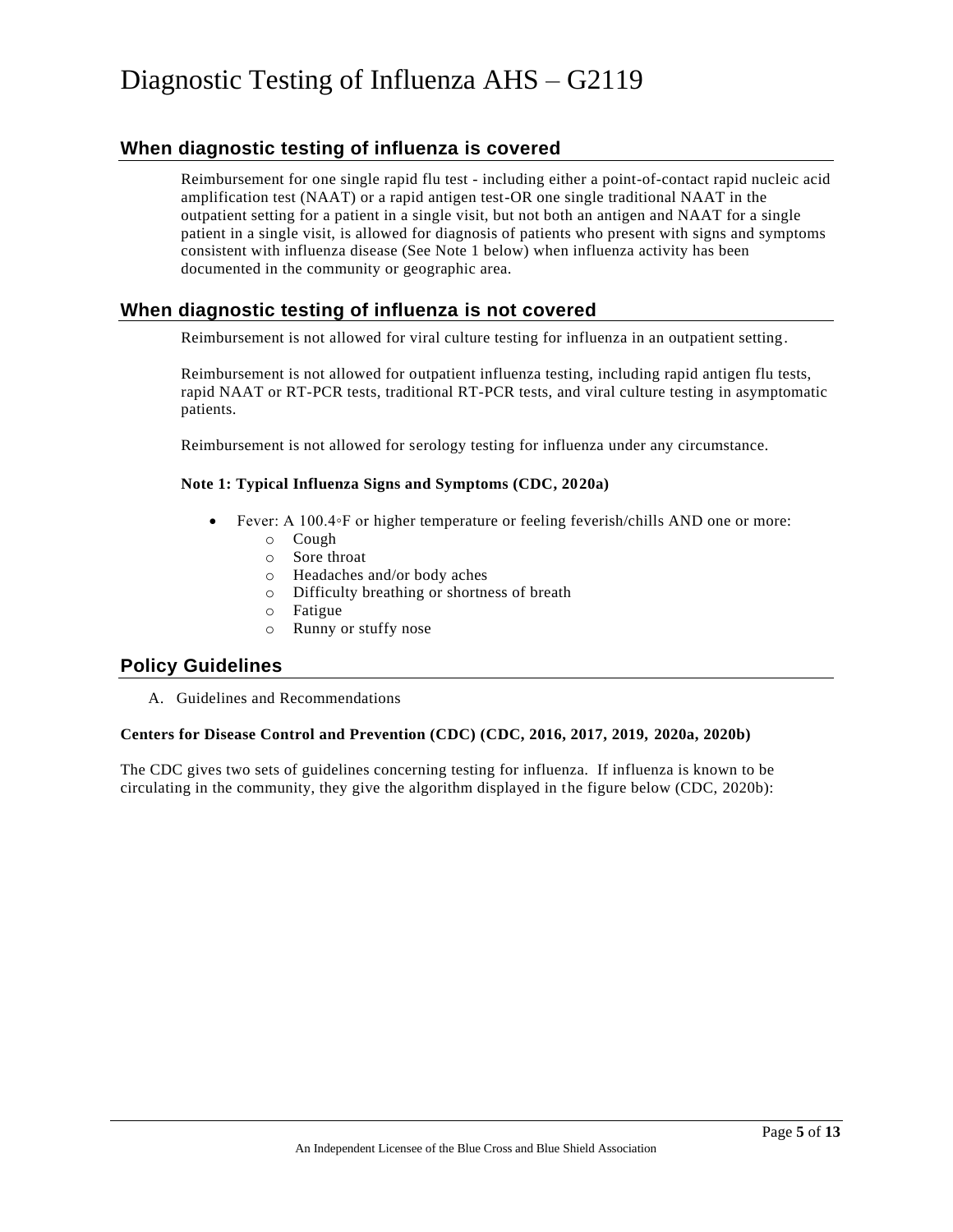# Diagnostic Testing of Influenza AHS – G2119

## When diagnostic testing of influenza is covered

Reimbursement for one single rapid flu test - including either a point-of-contact rapid nucleic acid amplification test (NAAT) or a rapid antigen test-OR one single traditional NAAT in the outpatient setting for a patient in a single visit, but not both an antigen and NAAT for a single patient in a single visit, is allowed for diagnosis of patients who present with signs and symptoms consistent with influenza disease (See Note 1 below) when influenza activity has been documented in the community or geographic area.

## When diagnostic testing of influenza is not covered

Reimbursement is not allowed for viral culture testing for influenza in an outpatient setting.

Reimbursement is not allowed for outpatient influenza testing, including rapid antigen flu tests, rapid NAAT or RT-PCR tests, traditional RT-PCR tests, and viral culture testing in asymptomatic patients.

Reimbursement is not allowed for serology testing for influenza under any circumstance.

**Note 1: Typical Influenza Signs and Symptoms (CDC, 2020a)**

- Fever: A 100.4◦F or higher temperature or feeling feverish/chills AND one or more:
  - Cough
  - Sore throat
  - Headaches and/or body aches
  - Difficulty breathing or shortness of breath
  - Fatigue
  - Runny or stuffy nose

## Policy Guidelines

A. Guidelines and Recommendations

**Centers for Disease Control and Prevention (CDC) (CDC, 2016, 2017, 2019, 2020a, 2020b)**

The CDC gives two sets of guidelines concerning testing for influenza. If influenza is known to be circulating in the community, they give the algorithm displayed in the figure below (CDC, 2020b):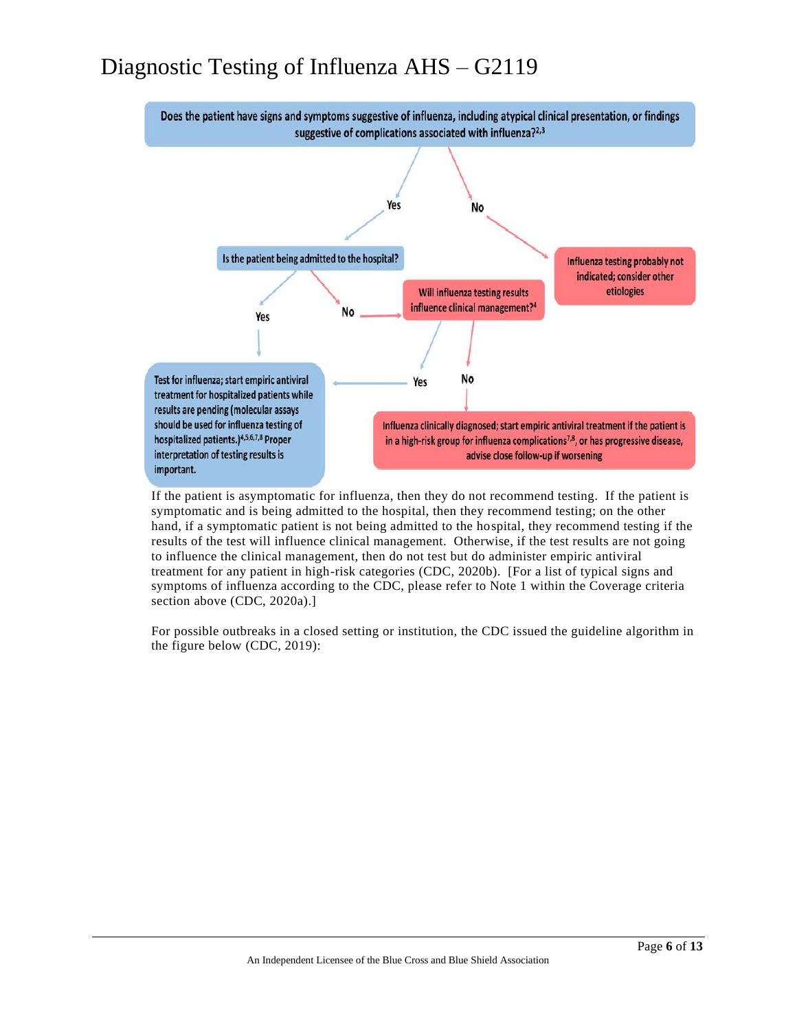Does the patient have signs and symptoms suggestive of influenza, including atypical clinical presentation, or findings suggestive of complications associated with influenza?[2,3]

- **Yes** → Is the patient being admitted to the hospital?
  - **Yes** → Test for influenza; start empiric antiviral treatment for hospitalized patients while results are pending (molecular assays should be used for influenza testing of hospitalized patients.)[4,5,6,7,8] Proper interpretation of testing results is important.
  - **No** → Will influenza testing results influence clinical management?[4]
    - **Yes** → Test for influenza; start empiric antiviral treatment for hospitalized patients while results are pending (molecular assays should be used for influenza testing of hospitalized patients.)[4,5,6,7,8] Proper interpretation of testing results is important.
    - **No** → Influenza clinically diagnosed; start empiric antiviral treatment if the patient is in a high-risk group for influenza complications[7,8], or has progressive disease, advise close follow-up if worsening
- **No** → Influenza testing probably not indicated; consider other etiologies

If the patient is asymptomatic for influenza, then they do not recommend testing. If the patient is symptomatic and is being admitted to the hospital, then they recommend testing; on the other hand, if a symptomatic patient is not being admitted to the hospital, they recommend testing if the results of the test will influence clinical management. Otherwise, if the test results are not going to influence the clinical management, then do not test but do administer empiric antiviral treatment for any patient in high-risk categories (CDC, 2020b). [For a list of typical signs and symptoms of influenza according to the CDC, please refer to Note 1 within the Coverage criteria section above (CDC, 2020a).]

For possible outbreaks in a closed setting or institution, the CDC issued the guideline algorithm in the figure below (CDC, 2019):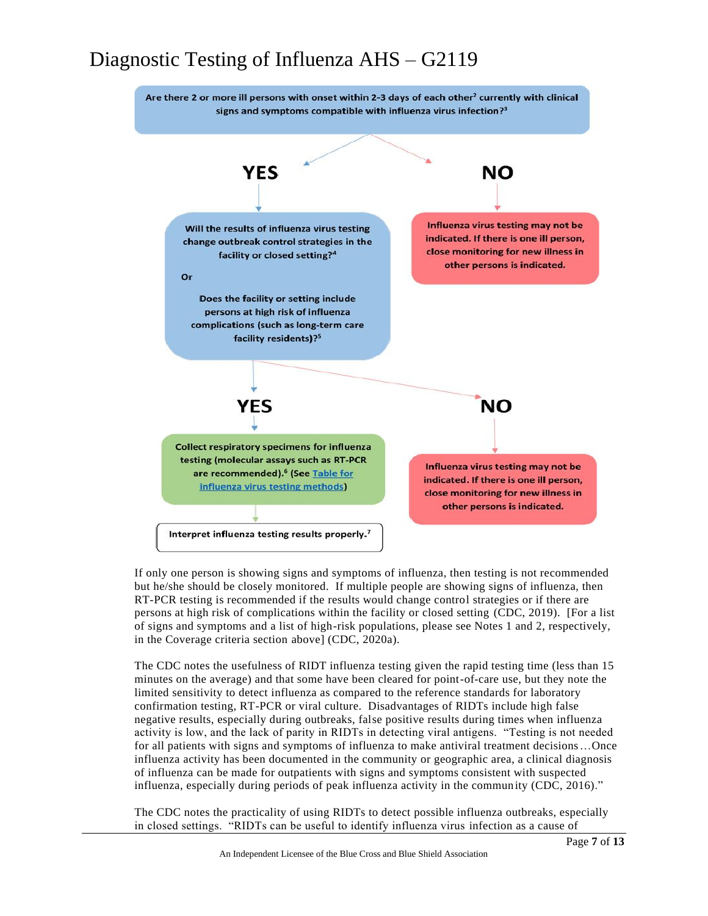# Diagnostic Testing of Influenza AHS – G2119

Are there 2 or more ill persons with onset within 2-3 days of each other[2] currently with clinical signs and symptoms compatible with influenza virus infection?[3]

**YES**

Will the results of influenza virus testing change outbreak control strategies in the facility or closed setting?[4]

Or

Does the facility or setting include persons at high risk of influenza complications (such as long-term care facility residents)?[5]

**YES**

Collect respiratory specimens for influenza testing (molecular assays such as RT-PCR are recommended).[6] (See Table for influenza virus testing methods)

Interpret influenza testing results properly.[7]

**NO**

Influenza virus testing may not be indicated. If there is one ill person, close monitoring for new illness in other persons is indicated.

**NO**

Influenza virus testing may not be indicated. If there is one ill person, close monitoring for new illness in other persons is indicated.

If only one person is showing signs and symptoms of influenza, then testing is not recommended but he/she should be closely monitored. If multiple people are showing signs of influenza, then RT-PCR testing is recommended if the results would change control strategies or if there are persons at high risk of complications within the facility or closed setting (CDC, 2019). [For a list of signs and symptoms and a list of high-risk populations, please see Notes 1 and 2, respectively, in the Coverage criteria section above] (CDC, 2020a).

The CDC notes the usefulness of RIDT influenza testing given the rapid testing time (less than 15 minutes on the average) and that some have been cleared for point-of-care use, but they note the limited sensitivity to detect influenza as compared to the reference standards for laboratory confirmation testing, RT-PCR or viral culture. Disadvantages of RIDTs include high false negative results, especially during outbreaks, false positive results during times when influenza activity is low, and the lack of parity in RIDTs in detecting viral antigens. "Testing is not needed for all patients with signs and symptoms of influenza to make antiviral treatment decisions…Once influenza activity has been documented in the community or geographic area, a clinical diagnosis of influenza can be made for outpatients with signs and symptoms consistent with suspected influenza, especially during periods of peak influenza activity in the community (CDC, 2016)."

The CDC notes the practicality of using RIDTs to detect possible influenza outbreaks, especially in closed settings. "RIDTs can be useful to identify influenza virus infection as a cause of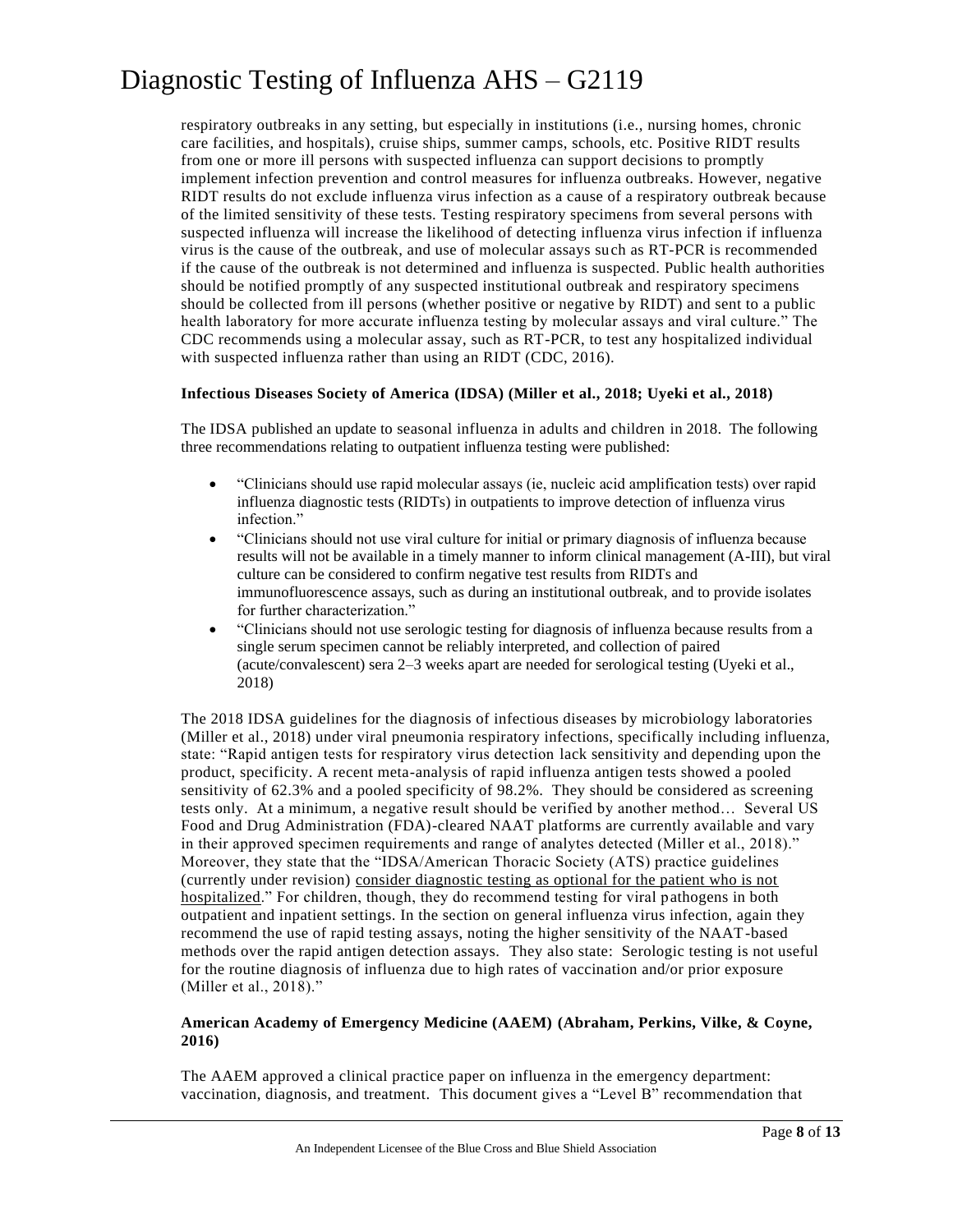respiratory outbreaks in any setting, but especially in institutions (i.e., nursing homes, chronic care facilities, and hospitals), cruise ships, summer camps, schools, etc. Positive RIDT results from one or more ill persons with suspected influenza can support decisions to promptly implement infection prevention and control measures for influenza outbreaks. However, negative RIDT results do not exclude influenza virus infection as a cause of a respiratory outbreak because of the limited sensitivity of these tests. Testing respiratory specimens from several persons with suspected influenza will increase the likelihood of detecting influenza virus infection if influenza virus is the cause of the outbreak, and use of molecular assays such as RT-PCR is recommended if the cause of the outbreak is not determined and influenza is suspected. Public health authorities should be notified promptly of any suspected institutional outbreak and respiratory specimens should be collected from ill persons (whether positive or negative by RIDT) and sent to a public health laboratory for more accurate influenza testing by molecular assays and viral culture." The CDC recommends using a molecular assay, such as RT-PCR, to test any hospitalized individual with suspected influenza rather than using an RIDT (CDC, 2016).

**Infectious Diseases Society of America (IDSA) (Miller et al., 2018; Uyeki et al., 2018)**

The IDSA published an update to seasonal influenza in adults and children in 2018. The following three recommendations relating to outpatient influenza testing were published:

- "Clinicians should use rapid molecular assays (ie, nucleic acid amplification tests) over rapid influenza diagnostic tests (RIDTs) in outpatients to improve detection of influenza virus infection."
- "Clinicians should not use viral culture for initial or primary diagnosis of influenza because results will not be available in a timely manner to inform clinical management (A-III), but viral culture can be considered to confirm negative test results from RIDTs and immunofluorescence assays, such as during an institutional outbreak, and to provide isolates for further characterization."
- "Clinicians should not use serologic testing for diagnosis of influenza because results from a single serum specimen cannot be reliably interpreted, and collection of paired (acute/convalescent) sera 2–3 weeks apart are needed for serological testing (Uyeki et al., 2018)

The 2018 IDSA guidelines for the diagnosis of infectious diseases by microbiology laboratories (Miller et al., 2018) under viral pneumonia respiratory infections, specifically including influenza, state: "Rapid antigen tests for respiratory virus detection lack sensitivity and depending upon the product, specificity. A recent meta-analysis of rapid influenza antigen tests showed a pooled sensitivity of 62.3% and a pooled specificity of 98.2%. They should be considered as screening tests only. At a minimum, a negative result should be verified by another method… Several US Food and Drug Administration (FDA)-cleared NAAT platforms are currently available and vary in their approved specimen requirements and range of analytes detected (Miller et al., 2018)." Moreover, they state that the "IDSA/American Thoracic Society (ATS) practice guidelines (currently under revision) <u>consider diagnostic testing as optional for the patient who is not hospitalized</u>." For children, though, they do recommend testing for viral pathogens in both outpatient and inpatient settings. In the section on general influenza virus infection, again they recommend the use of rapid testing assays, noting the higher sensitivity of the NAAT-based methods over the rapid antigen detection assays. They also state: Serologic testing is not useful for the routine diagnosis of influenza due to high rates of vaccination and/or prior exposure (Miller et al., 2018)."

**American Academy of Emergency Medicine (AAEM) (Abraham, Perkins, Vilke, & Coyne, 2016)**

The AAEM approved a clinical practice paper on influenza in the emergency department: vaccination, diagnosis, and treatment. This document gives a "Level B" recommendation that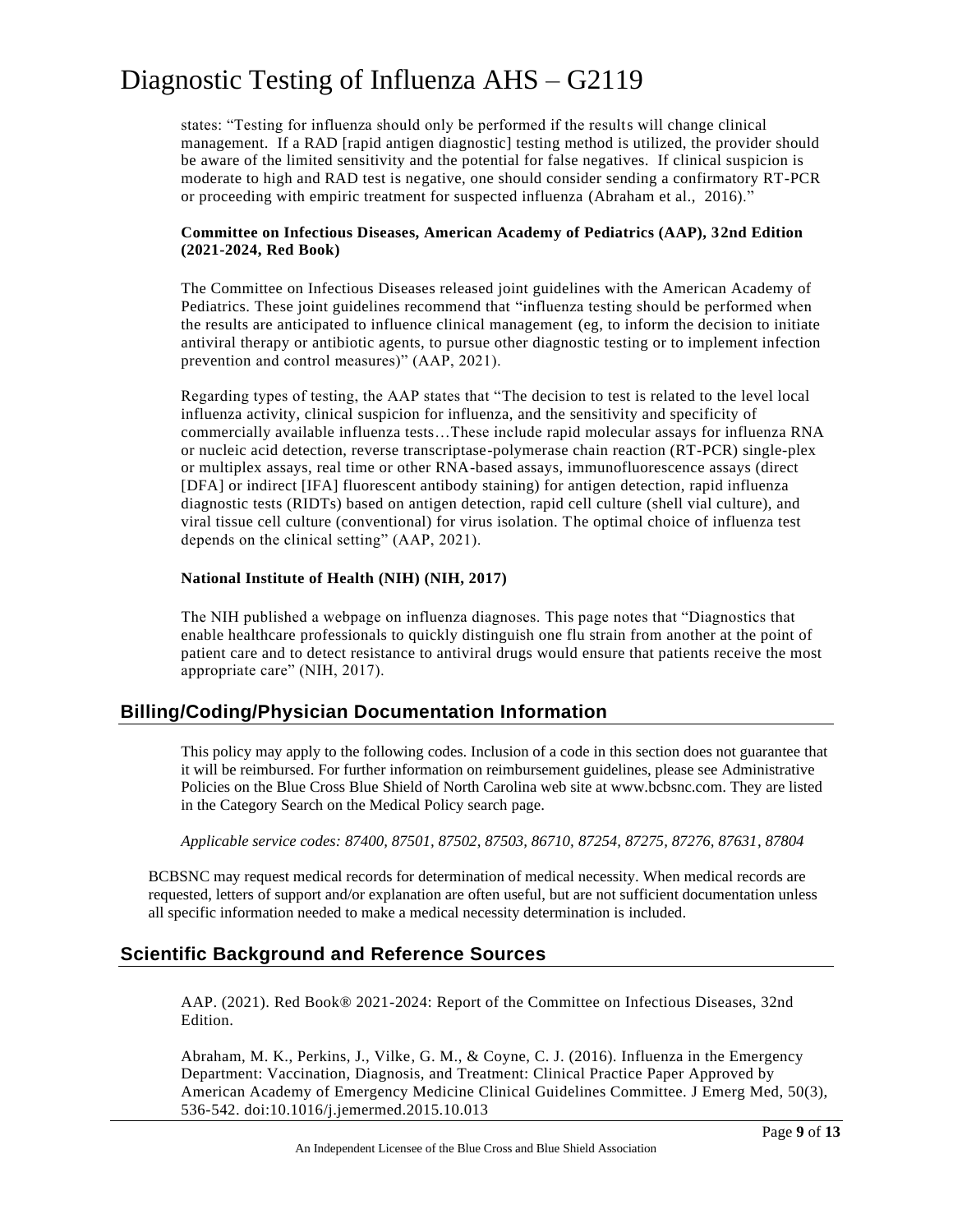states: "Testing for influenza should only be performed if the results will change clinical management. If a RAD [rapid antigen diagnostic] testing method is utilized, the provider should be aware of the limited sensitivity and the potential for false negatives. If clinical suspicion is moderate to high and RAD test is negative, one should consider sending a confirmatory RT-PCR or proceeding with empiric treatment for suspected influenza (Abraham et al., 2016)."

**Committee on Infectious Diseases, American Academy of Pediatrics (AAP), 32nd Edition (2021-2024, Red Book)**

The Committee on Infectious Diseases released joint guidelines with the American Academy of Pediatrics. These joint guidelines recommend that "influenza testing should be performed when the results are anticipated to influence clinical management (eg, to inform the decision to initiate antiviral therapy or antibiotic agents, to pursue other diagnostic testing or to implement infection prevention and control measures)" (AAP, 2021).

Regarding types of testing, the AAP states that "The decision to test is related to the level local influenza activity, clinical suspicion for influenza, and the sensitivity and specificity of commercially available influenza tests…These include rapid molecular assays for influenza RNA or nucleic acid detection, reverse transcriptase-polymerase chain reaction (RT-PCR) single-plex or multiplex assays, real time or other RNA-based assays, immunofluorescence assays (direct [DFA] or indirect [IFA] fluorescent antibody staining) for antigen detection, rapid influenza diagnostic tests (RIDTs) based on antigen detection, rapid cell culture (shell vial culture), and viral tissue cell culture (conventional) for virus isolation. The optimal choice of influenza test depends on the clinical setting" (AAP, 2021).

**National Institute of Health (NIH) (NIH, 2017)**

The NIH published a webpage on influenza diagnoses. This page notes that "Diagnostics that enable healthcare professionals to quickly distinguish one flu strain from another at the point of patient care and to detect resistance to antiviral drugs would ensure that patients receive the most appropriate care" (NIH, 2017).

## Billing/Coding/Physician Documentation Information

This policy may apply to the following codes. Inclusion of a code in this section does not guarantee that it will be reimbursed. For further information on reimbursement guidelines, please see Administrative Policies on the Blue Cross Blue Shield of North Carolina web site at www.bcbsnc.com. They are listed in the Category Search on the Medical Policy search page.

*Applicable service codes: 87400, 87501, 87502, 87503, 86710, 87254, 87275, 87276, 87631, 87804*

BCBSNC may request medical records for determination of medical necessity. When medical records are requested, letters of support and/or explanation are often useful, but are not sufficient documentation unless all specific information needed to make a medical necessity determination is included.

## Scientific Background and Reference Sources

AAP. (2021). Red Book® 2021-2024: Report of the Committee on Infectious Diseases, 32nd Edition.

Abraham, M. K., Perkins, J., Vilke, G. M., & Coyne, C. J. (2016). Influenza in the Emergency Department: Vaccination, Diagnosis, and Treatment: Clinical Practice Paper Approved by American Academy of Emergency Medicine Clinical Guidelines Committee. J Emerg Med, 50(3), 536-542. doi:10.1016/j.jemermed.2015.10.013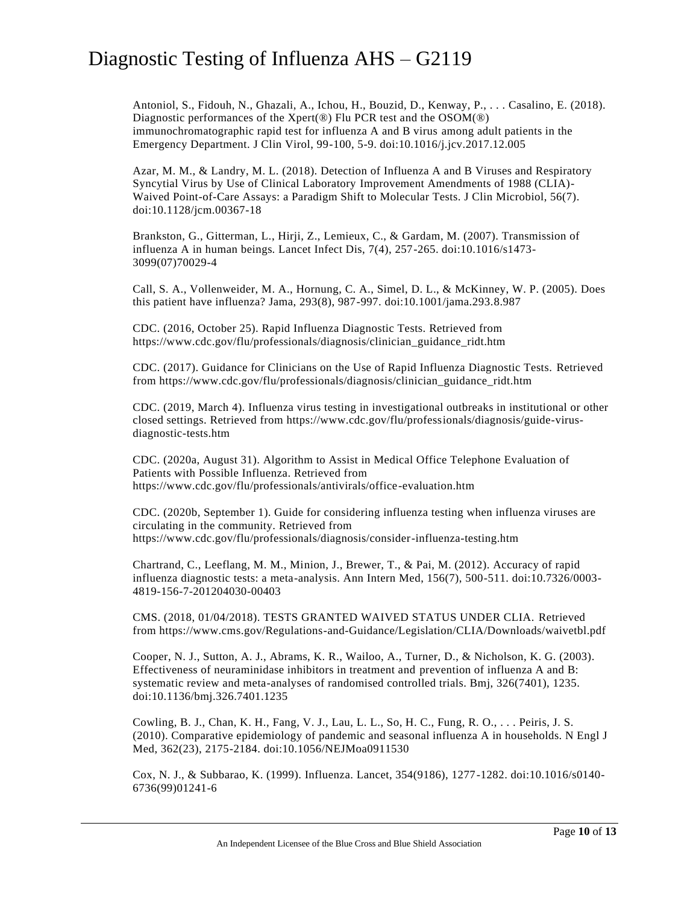Antoniol, S., Fidouh, N., Ghazali, A., Ichou, H., Bouzid, D., Kenway, P., . . . Casalino, E. (2018). Diagnostic performances of the Xpert(®) Flu PCR test and the OSOM(®) immunochromatographic rapid test for influenza A and B virus among adult patients in the Emergency Department. J Clin Virol, 99-100, 5-9. doi:10.1016/j.jcv.2017.12.005

Azar, M. M., & Landry, M. L. (2018). Detection of Influenza A and B Viruses and Respiratory Syncytial Virus by Use of Clinical Laboratory Improvement Amendments of 1988 (CLIA)-Waived Point-of-Care Assays: a Paradigm Shift to Molecular Tests. J Clin Microbiol, 56(7). doi:10.1128/jcm.00367-18

Brankston, G., Gitterman, L., Hirji, Z., Lemieux, C., & Gardam, M. (2007). Transmission of influenza A in human beings. Lancet Infect Dis, 7(4), 257-265. doi:10.1016/s1473-3099(07)70029-4

Call, S. A., Vollenweider, M. A., Hornung, C. A., Simel, D. L., & McKinney, W. P. (2005). Does this patient have influenza? Jama, 293(8), 987-997. doi:10.1001/jama.293.8.987

CDC. (2016, October 25). Rapid Influenza Diagnostic Tests. Retrieved from https://www.cdc.gov/flu/professionals/diagnosis/clinician_guidance_ridt.htm

CDC. (2017). Guidance for Clinicians on the Use of Rapid Influenza Diagnostic Tests. Retrieved from https://www.cdc.gov/flu/professionals/diagnosis/clinician_guidance_ridt.htm

CDC. (2019, March 4). Influenza virus testing in investigational outbreaks in institutional or other closed settings. Retrieved from https://www.cdc.gov/flu/professionals/diagnosis/guide-virus-diagnostic-tests.htm

CDC. (2020a, August 31). Algorithm to Assist in Medical Office Telephone Evaluation of Patients with Possible Influenza. Retrieved from https://www.cdc.gov/flu/professionals/antivirals/office-evaluation.htm

CDC. (2020b, September 1). Guide for considering influenza testing when influenza viruses are circulating in the community. Retrieved from https://www.cdc.gov/flu/professionals/diagnosis/consider-influenza-testing.htm

Chartrand, C., Leeflang, M. M., Minion, J., Brewer, T., & Pai, M. (2012). Accuracy of rapid influenza diagnostic tests: a meta-analysis. Ann Intern Med, 156(7), 500-511. doi:10.7326/0003-4819-156-7-201204030-00403

CMS. (2018, 01/04/2018). TESTS GRANTED WAIVED STATUS UNDER CLIA. Retrieved from https://www.cms.gov/Regulations-and-Guidance/Legislation/CLIA/Downloads/waivetbl.pdf

Cooper, N. J., Sutton, A. J., Abrams, K. R., Wailoo, A., Turner, D., & Nicholson, K. G. (2003). Effectiveness of neuraminidase inhibitors in treatment and prevention of influenza A and B: systematic review and meta-analyses of randomised controlled trials. Bmj, 326(7401), 1235. doi:10.1136/bmj.326.7401.1235

Cowling, B. J., Chan, K. H., Fang, V. J., Lau, L. L., So, H. C., Fung, R. O., . . . Peiris, J. S. (2010). Comparative epidemiology of pandemic and seasonal influenza A in households. N Engl J Med, 362(23), 2175-2184. doi:10.1056/NEJMoa0911530

Cox, N. J., & Subbarao, K. (1999). Influenza. Lancet, 354(9186), 1277-1282. doi:10.1016/s0140-6736(99)01241-6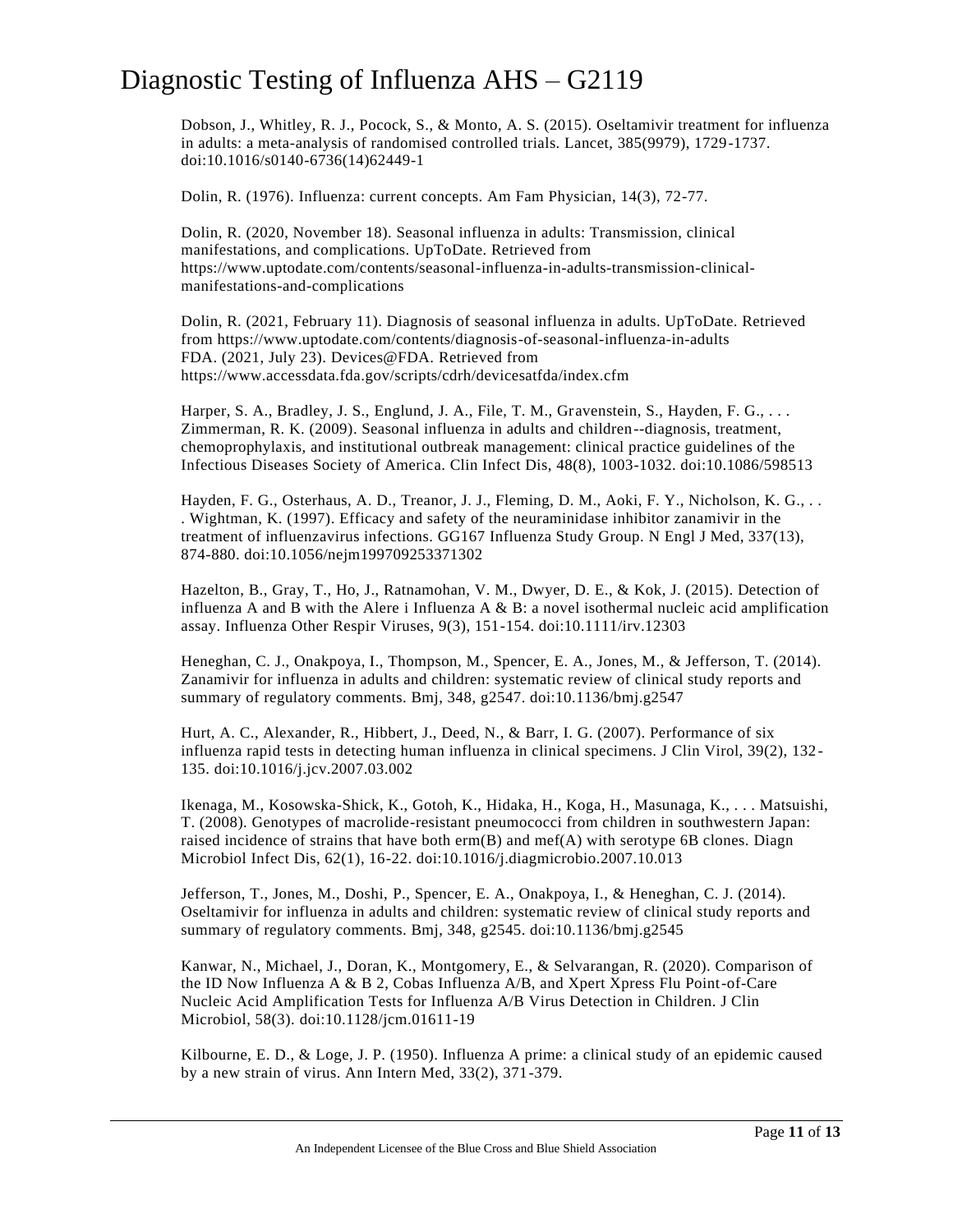Dobson, J., Whitley, R. J., Pocock, S., & Monto, A. S. (2015). Oseltamivir treatment for influenza in adults: a meta-analysis of randomised controlled trials. Lancet, 385(9979), 1729-1737. doi:10.1016/s0140-6736(14)62449-1

Dolin, R. (1976). Influenza: current concepts. Am Fam Physician, 14(3), 72-77.

Dolin, R. (2020, November 18). Seasonal influenza in adults: Transmission, clinical manifestations, and complications. UpToDate. Retrieved from https://www.uptodate.com/contents/seasonal-influenza-in-adults-transmission-clinical-manifestations-and-complications

Dolin, R. (2021, February 11). Diagnosis of seasonal influenza in adults. UpToDate. Retrieved from https://www.uptodate.com/contents/diagnosis-of-seasonal-influenza-in-adults
FDA. (2021, July 23). Devices@FDA. Retrieved from https://www.accessdata.fda.gov/scripts/cdrh/devicesatfda/index.cfm

Harper, S. A., Bradley, J. S., Englund, J. A., File, T. M., Gravenstein, S., Hayden, F. G., . . . Zimmerman, R. K. (2009). Seasonal influenza in adults and children--diagnosis, treatment, chemoprophylaxis, and institutional outbreak management: clinical practice guidelines of the Infectious Diseases Society of America. Clin Infect Dis, 48(8), 1003-1032. doi:10.1086/598513

Hayden, F. G., Osterhaus, A. D., Treanor, J. J., Fleming, D. M., Aoki, F. Y., Nicholson, K. G., . . . Wightman, K. (1997). Efficacy and safety of the neuraminidase inhibitor zanamivir in the treatment of influenzavirus infections. GG167 Influenza Study Group. N Engl J Med, 337(13), 874-880. doi:10.1056/nejm199709253371302

Hazelton, B., Gray, T., Ho, J., Ratnamohan, V. M., Dwyer, D. E., & Kok, J. (2015). Detection of influenza A and B with the Alere i Influenza A & B: a novel isothermal nucleic acid amplification assay. Influenza Other Respir Viruses, 9(3), 151-154. doi:10.1111/irv.12303

Heneghan, C. J., Onakpoya, I., Thompson, M., Spencer, E. A., Jones, M., & Jefferson, T. (2014). Zanamivir for influenza in adults and children: systematic review of clinical study reports and summary of regulatory comments. Bmj, 348, g2547. doi:10.1136/bmj.g2547

Hurt, A. C., Alexander, R., Hibbert, J., Deed, N., & Barr, I. G. (2007). Performance of six influenza rapid tests in detecting human influenza in clinical specimens. J Clin Virol, 39(2), 132-135. doi:10.1016/j.jcv.2007.03.002

Ikenaga, M., Kosowska-Shick, K., Gotoh, K., Hidaka, H., Koga, H., Masunaga, K., . . . Matsuishi, T. (2008). Genotypes of macrolide-resistant pneumococci from children in southwestern Japan: raised incidence of strains that have both erm(B) and mef(A) with serotype 6B clones. Diagn Microbiol Infect Dis, 62(1), 16-22. doi:10.1016/j.diagmicrobio.2007.10.013

Jefferson, T., Jones, M., Doshi, P., Spencer, E. A., Onakpoya, I., & Heneghan, C. J. (2014). Oseltamivir for influenza in adults and children: systematic review of clinical study reports and summary of regulatory comments. Bmj, 348, g2545. doi:10.1136/bmj.g2545

Kanwar, N., Michael, J., Doran, K., Montgomery, E., & Selvarangan, R. (2020). Comparison of the ID Now Influenza A & B 2, Cobas Influenza A/B, and Xpert Xpress Flu Point-of-Care Nucleic Acid Amplification Tests for Influenza A/B Virus Detection in Children. J Clin Microbiol, 58(3). doi:10.1128/jcm.01611-19

Kilbourne, E. D., & Loge, J. P. (1950). Influenza A prime: a clinical study of an epidemic caused by a new strain of virus. Ann Intern Med, 33(2), 371-379.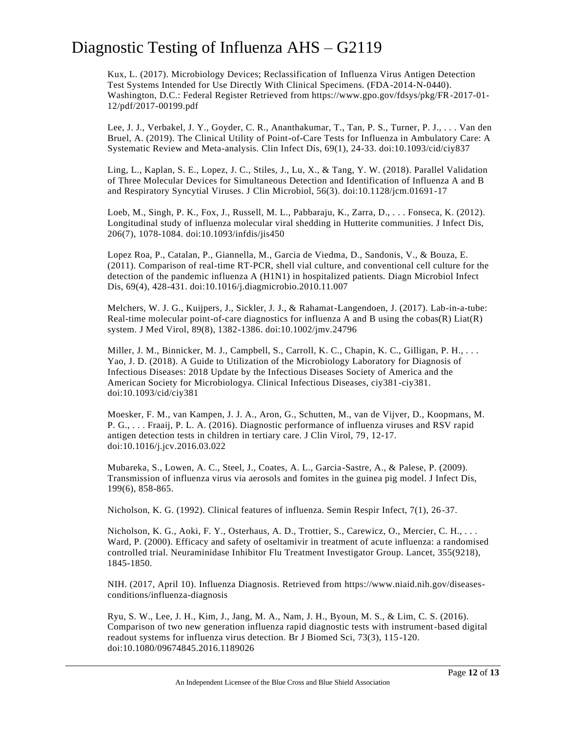Kux, L. (2017). Microbiology Devices; Reclassification of Influenza Virus Antigen Detection Test Systems Intended for Use Directly With Clinical Specimens. (FDA-2014-N-0440). Washington, D.C.: Federal Register Retrieved from https://www.gpo.gov/fdsys/pkg/FR-2017-01-12/pdf/2017-00199.pdf

Lee, J. J., Verbakel, J. Y., Goyder, C. R., Ananthakumar, T., Tan, P. S., Turner, P. J., . . . Van den Bruel, A. (2019). The Clinical Utility of Point-of-Care Tests for Influenza in Ambulatory Care: A Systematic Review and Meta-analysis. Clin Infect Dis, 69(1), 24-33. doi:10.1093/cid/ciy837

Ling, L., Kaplan, S. E., Lopez, J. C., Stiles, J., Lu, X., & Tang, Y. W. (2018). Parallel Validation of Three Molecular Devices for Simultaneous Detection and Identification of Influenza A and B and Respiratory Syncytial Viruses. J Clin Microbiol, 56(3). doi:10.1128/jcm.01691-17

Loeb, M., Singh, P. K., Fox, J., Russell, M. L., Pabbaraju, K., Zarra, D., . . . Fonseca, K. (2012). Longitudinal study of influenza molecular viral shedding in Hutterite communities. J Infect Dis, 206(7), 1078-1084. doi:10.1093/infdis/jis450

Lopez Roa, P., Catalan, P., Giannella, M., Garcia de Viedma, D., Sandonis, V., & Bouza, E. (2011). Comparison of real-time RT-PCR, shell vial culture, and conventional cell culture for the detection of the pandemic influenza A (H1N1) in hospitalized patients. Diagn Microbiol Infect Dis, 69(4), 428-431. doi:10.1016/j.diagmicrobio.2010.11.007

Melchers, W. J. G., Kuijpers, J., Sickler, J. J., & Rahamat-Langendoen, J. (2017). Lab-in-a-tube: Real-time molecular point-of-care diagnostics for influenza A and B using the cobas(R) Liat(R) system. J Med Virol, 89(8), 1382-1386. doi:10.1002/jmv.24796

Miller, J. M., Binnicker, M. J., Campbell, S., Carroll, K. C., Chapin, K. C., Gilligan, P. H., . . . Yao, J. D. (2018). A Guide to Utilization of the Microbiology Laboratory for Diagnosis of Infectious Diseases: 2018 Update by the Infectious Diseases Society of America and the American Society for Microbiologya. Clinical Infectious Diseases, ciy381-ciy381. doi:10.1093/cid/ciy381

Moesker, F. M., van Kampen, J. J. A., Aron, G., Schutten, M., van de Vijver, D., Koopmans, M. P. G., . . . Fraaij, P. L. A. (2016). Diagnostic performance of influenza viruses and RSV rapid antigen detection tests in children in tertiary care. J Clin Virol, 79, 12-17. doi:10.1016/j.jcv.2016.03.022

Mubareka, S., Lowen, A. C., Steel, J., Coates, A. L., Garcia-Sastre, A., & Palese, P. (2009). Transmission of influenza virus via aerosols and fomites in the guinea pig model. J Infect Dis, 199(6), 858-865.

Nicholson, K. G. (1992). Clinical features of influenza. Semin Respir Infect, 7(1), 26-37.

Nicholson, K. G., Aoki, F. Y., Osterhaus, A. D., Trottier, S., Carewicz, O., Mercier, C. H., . . . Ward, P. (2000). Efficacy and safety of oseltamivir in treatment of acute influenza: a randomised controlled trial. Neuraminidase Inhibitor Flu Treatment Investigator Group. Lancet, 355(9218), 1845-1850.

NIH. (2017, April 10). Influenza Diagnosis. Retrieved from https://www.niaid.nih.gov/diseases-conditions/influenza-diagnosis

Ryu, S. W., Lee, J. H., Kim, J., Jang, M. A., Nam, J. H., Byoun, M. S., & Lim, C. S. (2016). Comparison of two new generation influenza rapid diagnostic tests with instrument-based digital readout systems for influenza virus detection. Br J Biomed Sci, 73(3), 115-120. doi:10.1080/09674845.2016.1189026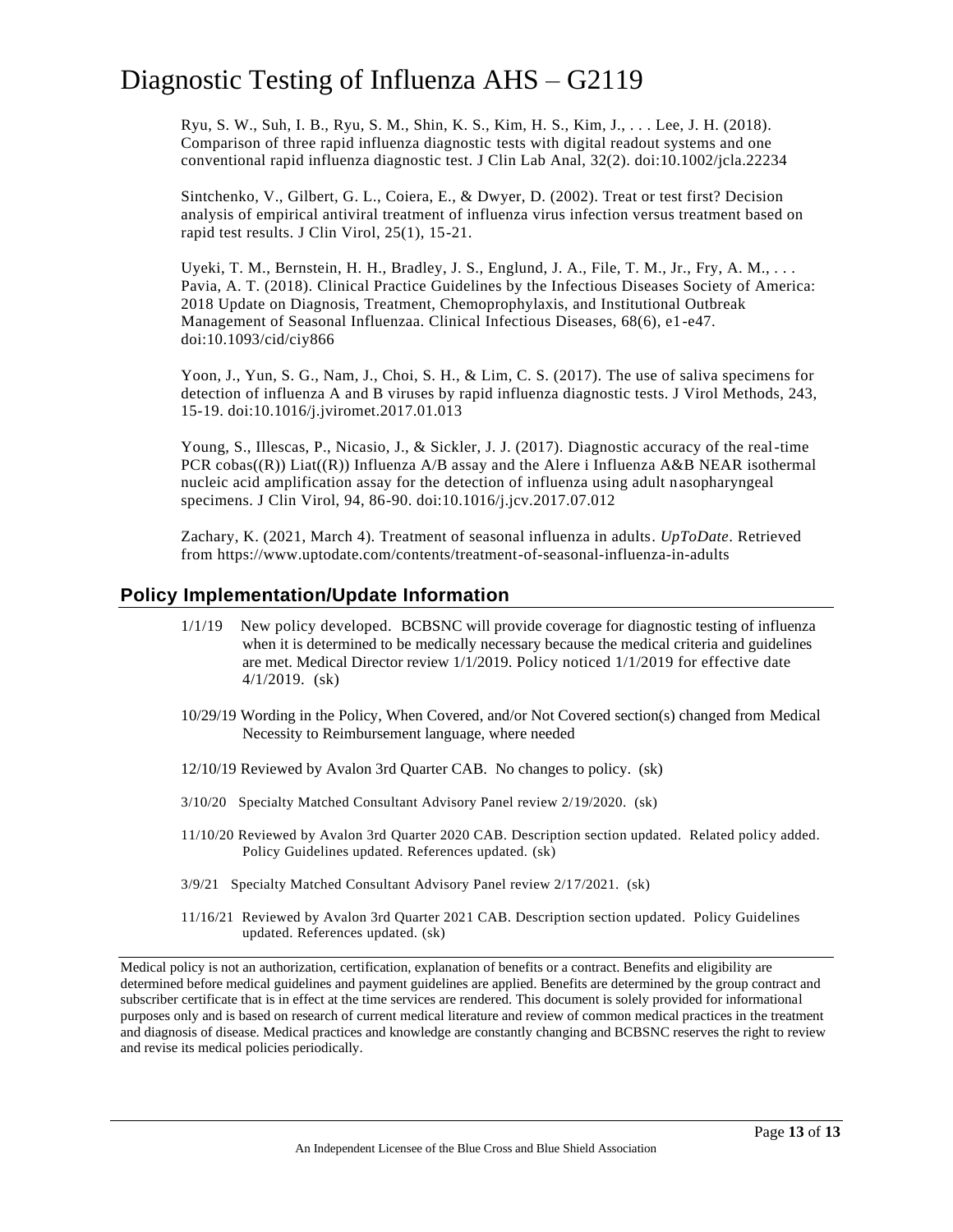Ryu, S. W., Suh, I. B., Ryu, S. M., Shin, K. S., Kim, H. S., Kim, J., . . . Lee, J. H. (2018). Comparison of three rapid influenza diagnostic tests with digital readout systems and one conventional rapid influenza diagnostic test. J Clin Lab Anal, 32(2). doi:10.1002/jcla.22234

Sintchenko, V., Gilbert, G. L., Coiera, E., & Dwyer, D. (2002). Treat or test first? Decision analysis of empirical antiviral treatment of influenza virus infection versus treatment based on rapid test results. J Clin Virol, 25(1), 15-21.

Uyeki, T. M., Bernstein, H. H., Bradley, J. S., Englund, J. A., File, T. M., Jr., Fry, A. M., . . . Pavia, A. T. (2018). Clinical Practice Guidelines by the Infectious Diseases Society of America: 2018 Update on Diagnosis, Treatment, Chemoprophylaxis, and Institutional Outbreak Management of Seasonal Influenzaa. Clinical Infectious Diseases, 68(6), e1-e47. doi:10.1093/cid/ciy866

Yoon, J., Yun, S. G., Nam, J., Choi, S. H., & Lim, C. S. (2017). The use of saliva specimens for detection of influenza A and B viruses by rapid influenza diagnostic tests. J Virol Methods, 243, 15-19. doi:10.1016/j.jviromet.2017.01.013

Young, S., Illescas, P., Nicasio, J., & Sickler, J. J. (2017). Diagnostic accuracy of the real-time PCR cobas((R)) Liat((R)) Influenza A/B assay and the Alere i Influenza A&B NEAR isothermal nucleic acid amplification assay for the detection of influenza using adult nasopharyngeal specimens. J Clin Virol, 94, 86-90. doi:10.1016/j.jcv.2017.07.012

Zachary, K. (2021, March 4). Treatment of seasonal influenza in adults. *UpToDate*. Retrieved from https://www.uptodate.com/contents/treatment-of-seasonal-influenza-in-adults

## Policy Implementation/Update Information

1/1/19 New policy developed. BCBSNC will provide coverage for diagnostic testing of influenza when it is determined to be medically necessary because the medical criteria and guidelines are met. Medical Director review 1/1/2019. Policy noticed 1/1/2019 for effective date 4/1/2019. (sk)

10/29/19 Wording in the Policy, When Covered, and/or Not Covered section(s) changed from Medical Necessity to Reimbursement language, where needed

12/10/19 Reviewed by Avalon 3rd Quarter CAB. No changes to policy. (sk)

3/10/20 Specialty Matched Consultant Advisory Panel review 2/19/2020. (sk)

11/10/20 Reviewed by Avalon 3rd Quarter 2020 CAB. Description section updated. Related policy added. Policy Guidelines updated. References updated. (sk)

3/9/21 Specialty Matched Consultant Advisory Panel review 2/17/2021. (sk)

11/16/21 Reviewed by Avalon 3rd Quarter 2021 CAB. Description section updated. Policy Guidelines updated. References updated. (sk)

Medical policy is not an authorization, certification, explanation of benefits or a contract. Benefits and eligibility are determined before medical guidelines and payment guidelines are applied. Benefits are determined by the group contract and subscriber certificate that is in effect at the time services are rendered. This document is solely provided for informational purposes only and is based on research of current medical literature and review of common medical practices in the treatment and diagnosis of disease. Medical practices and knowledge are constantly changing and BCBSNC reserves the right to review and revise its medical policies periodically.